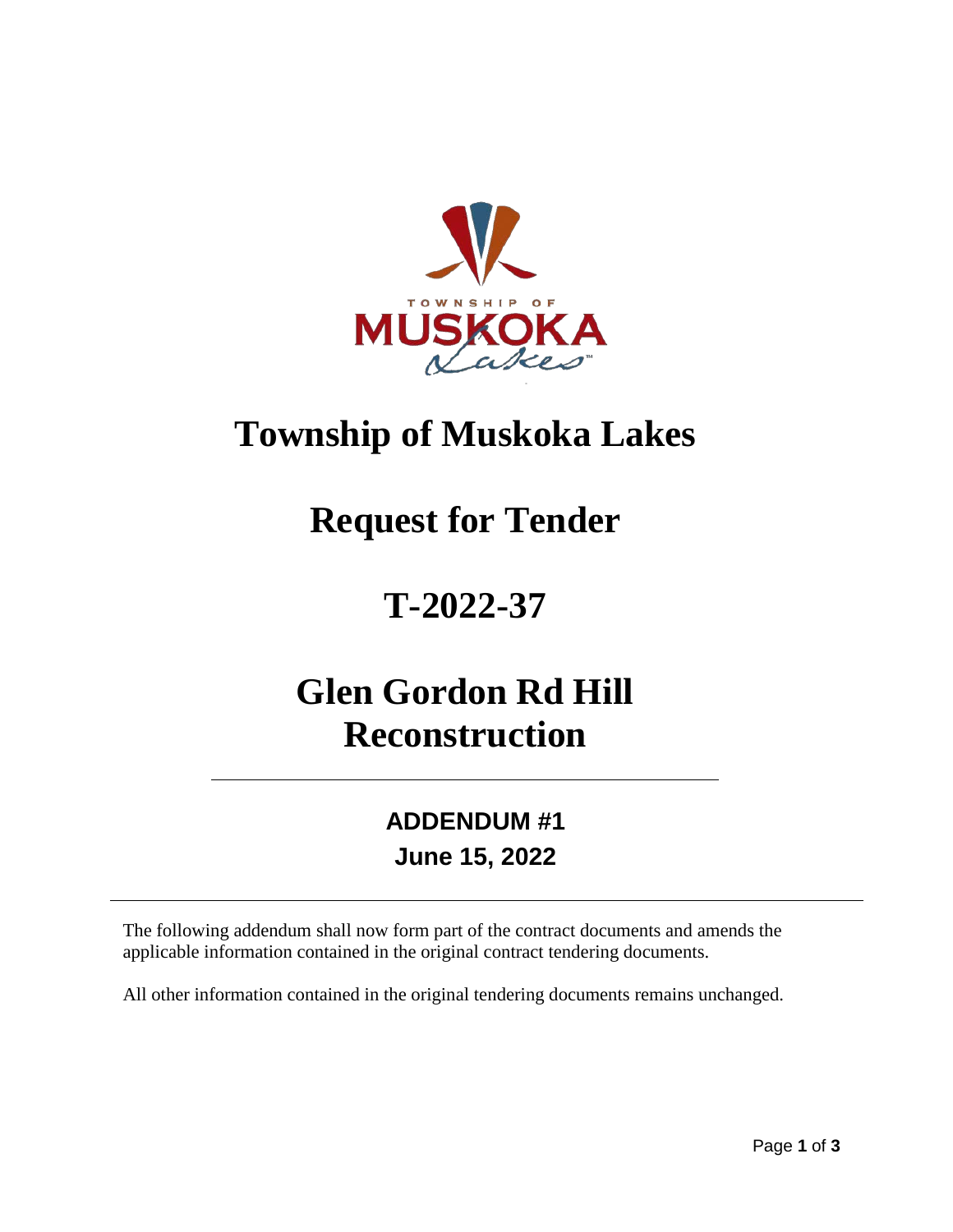# Township of Muskoka Lakes

# Request for Tender

# T-2022-37

# Glen Gordon Rd Hill Reconstruction

---

## ADDENDUM #1
## June 15, 2022

---

The following addendum shall now form part of the contract documents and amends the applicable information contained in the original contract tendering documents.

All other information contained in the original tendering documents remains unchanged.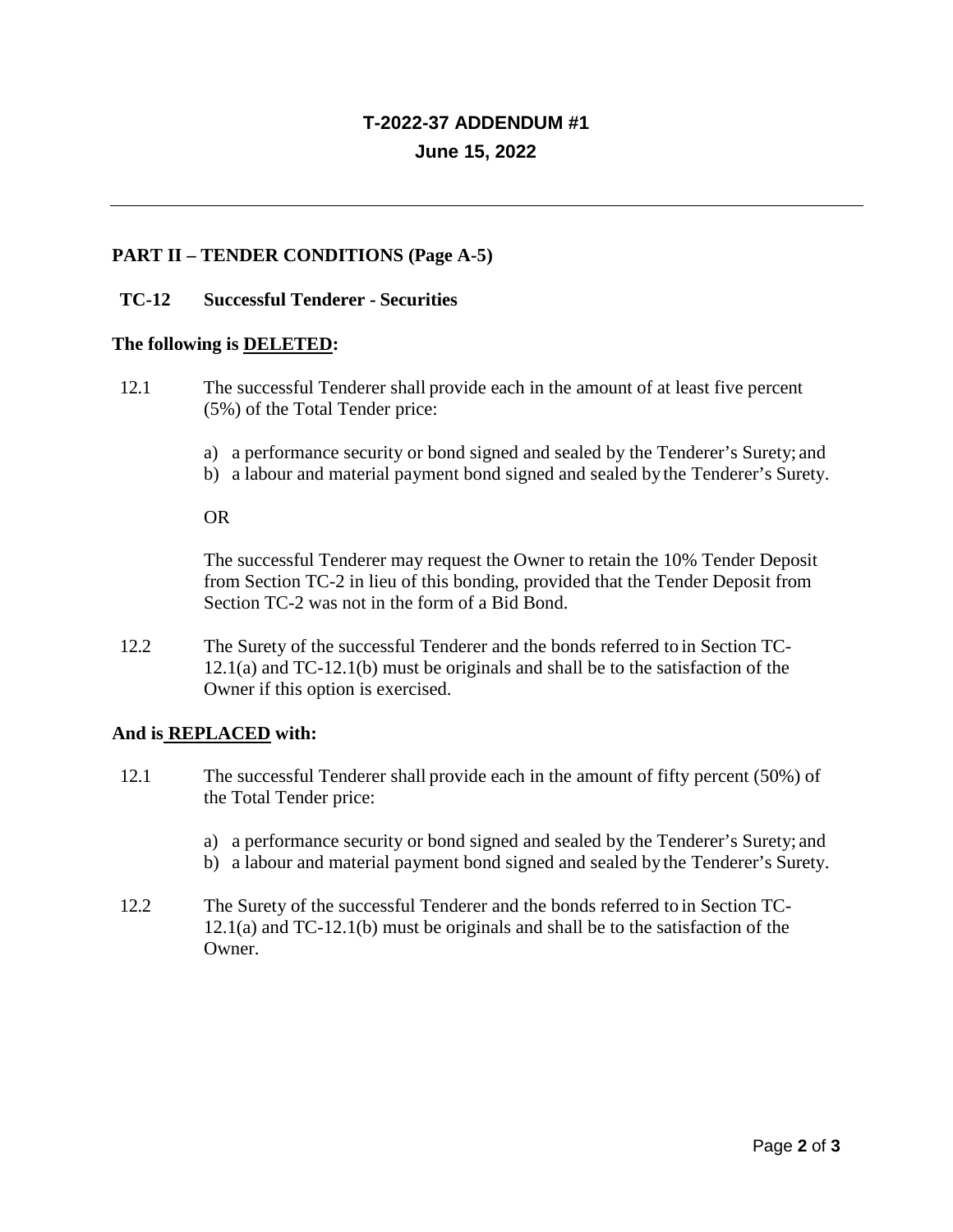# T-2022-37 ADDENDUM #1

## June 15, 2022

---

### PART II – TENDER CONDITIONS (Page A-5)

#### TC-12 Successful Tenderer - Securities

**The following is DELETED:**

12.1 The successful Tenderer shall provide each in the amount of at least five percent (5%) of the Total Tender price:

a) a performance security or bond signed and sealed by the Tenderer's Surety; and
b) a labour and material payment bond signed and sealed by the Tenderer's Surety.

OR

The successful Tenderer may request the Owner to retain the 10% Tender Deposit from Section TC-2 in lieu of this bonding, provided that the Tender Deposit from Section TC-2 was not in the form of a Bid Bond.

12.2 The Surety of the successful Tenderer and the bonds referred to in Section TC-12.1(a) and TC-12.1(b) must be originals and shall be to the satisfaction of the Owner if this option is exercised.

**And is REPLACED with:**

12.1 The successful Tenderer shall provide each in the amount of fifty percent (50%) of the Total Tender price:

a) a performance security or bond signed and sealed by the Tenderer's Surety; and
b) a labour and material payment bond signed and sealed by the Tenderer's Surety.

12.2 The Surety of the successful Tenderer and the bonds referred to in Section TC-12.1(a) and TC-12.1(b) must be originals and shall be to the satisfaction of the Owner.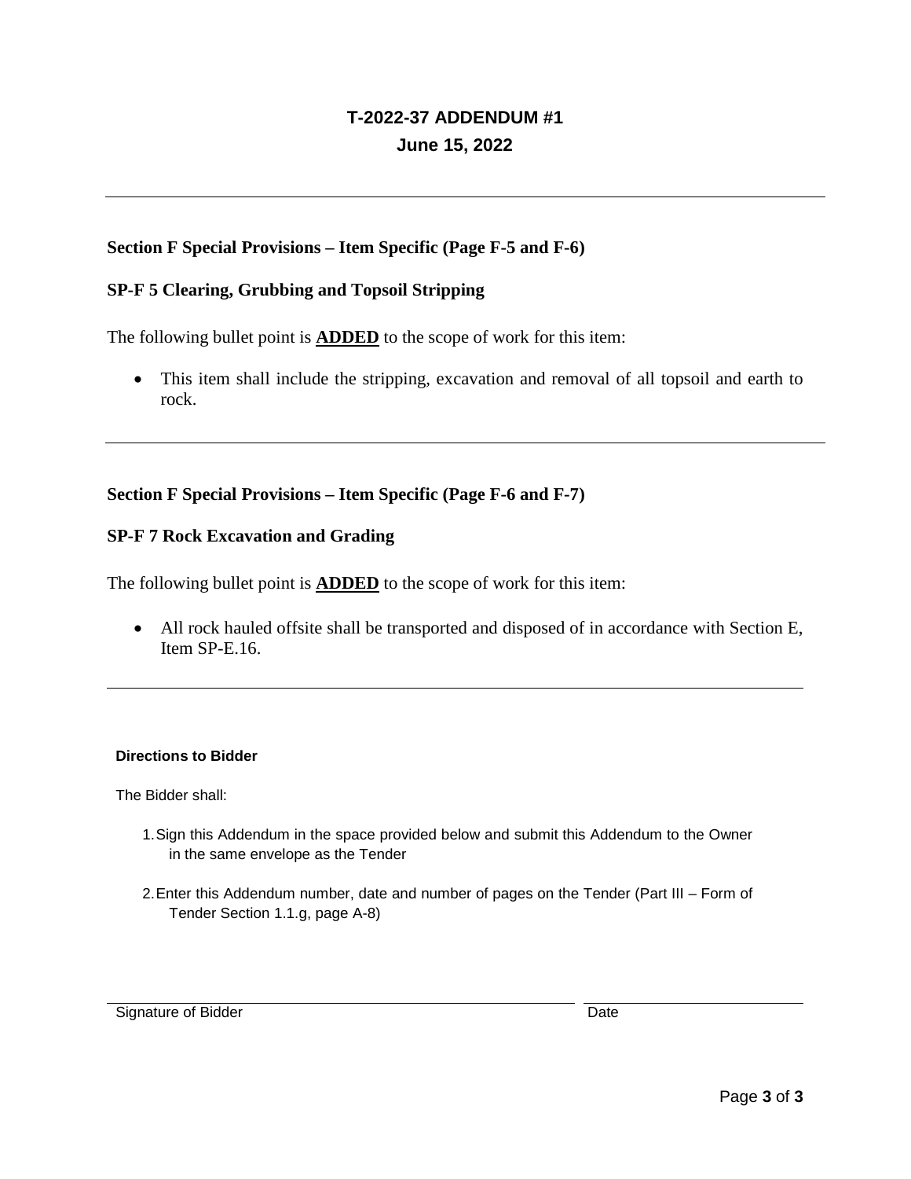# T-2022-37 ADDENDUM #1

## June 15, 2022

---

### Section F Special Provisions – Item Specific (Page F-5 and F-6)

### SP-F 5 Clearing, Grubbing and Topsoil Stripping

The following bullet point is **ADDED** to the scope of work for this item:

- This item shall include the stripping, excavation and removal of all topsoil and earth to rock.

---

### Section F Special Provisions – Item Specific (Page F-6 and F-7)

### SP-F 7 Rock Excavation and Grading

The following bullet point is **ADDED** to the scope of work for this item:

- All rock hauled offsite shall be transported and disposed of in accordance with Section E, Item SP-E.16.

---

**Directions to Bidder**

The Bidder shall:

1. Sign this Addendum in the space provided below and submit this Addendum to the Owner in the same envelope as the Tender
2. Enter this Addendum number, date and number of pages on the Tender (Part III – Form of Tender Section 1.1.g, page A-8)

Signature of Bidder

Date